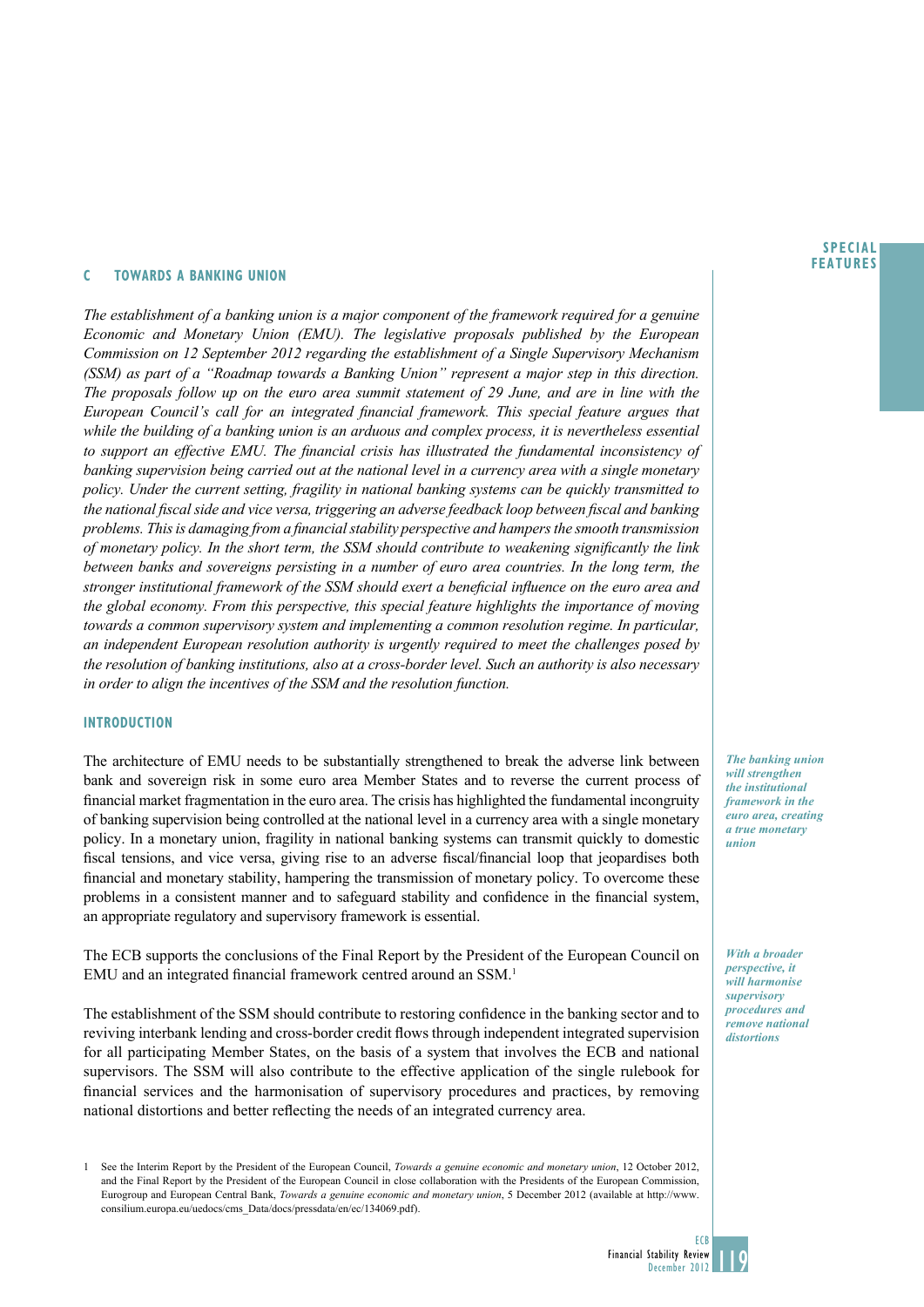## C TOWARDS A BANKING UNION

*The establishment of a banking union is a major component of the framework required for a genuine Economic and Monetary Union (EMU). The legislative proposals published by the European Commission on 12 September 2012 regarding the establishment of a Single Supervisory Mechanism (SSM) as part of a "Roadmap towards a Banking Union" represent a major step in this direction. The proposals follow up on the euro area summit statement of 29 June, and are in line with the European Council's call for an integrated financial framework. This special feature argues that while the building of a banking union is an arduous and complex process, it is nevertheless essential to support an effective EMU. The financial crisis has illustrated the fundamental inconsistency of banking supervision being carried out at the national level in a currency area with a single monetary policy. Under the current setting, fragility in national banking systems can be quickly transmitted to the national fiscal side and vice versa, triggering an adverse feedback loop between fiscal and banking problems. This is damaging from a financial stability perspective and hampers the smooth transmission of monetary policy. In the short term, the SSM should contribute to weakening significantly the link between banks and sovereigns persisting in a number of euro area countries. In the long term, the stronger institutional framework of the SSM should exert a beneficial influence on the euro area and the global economy. From this perspective, this special feature highlights the importance of moving towards a common supervisory system and implementing a common resolution regime. In particular, an independent European resolution authority is urgently required to meet the challenges posed by the resolution of banking institutions, also at a cross-border level. Such an authority is also necessary in order to align the incentives of the SSM and the resolution function.*

### INTRODUCTION

***The banking union will strengthen the institutional framework in the euro area, creating a true monetary union***

The architecture of EMU needs to be substantially strengthened to break the adverse link between bank and sovereign risk in some euro area Member States and to reverse the current process of financial market fragmentation in the euro area. The crisis has highlighted the fundamental incongruity of banking supervision being controlled at the national level in a currency area with a single monetary policy. In a monetary union, fragility in national banking systems can transmit quickly to domestic fiscal tensions, and vice versa, giving rise to an adverse fiscal/financial loop that jeopardises both financial and monetary stability, hampering the transmission of monetary policy. To overcome these problems in a consistent manner and to safeguard stability and confidence in the financial system, an appropriate regulatory and supervisory framework is essential.

***With a broader perspective, it will harmonise supervisory procedures and remove national distortions***

The ECB supports the conclusions of the Final Report by the President of the European Council on EMU and an integrated financial framework centred around an SSM.[1]

The establishment of the SSM should contribute to restoring confidence in the banking sector and to reviving interbank lending and cross-border credit flows through independent integrated supervision for all participating Member States, on the basis of a system that involves the ECB and national supervisors. The SSM will also contribute to the effective application of the single rulebook for financial services and the harmonisation of supervisory procedures and practices, by removing national distortions and better reflecting the needs of an integrated currency area.

1 See the Interim Report by the President of the European Council, *Towards a genuine economic and monetary union*, 12 October 2012, and the Final Report by the President of the European Council in close collaboration with the Presidents of the European Commission, Eurogroup and European Central Bank, *Towards a genuine economic and monetary union*, 5 December 2012 (available at http://www.consilium.europa.eu/uedocs/cms_Data/docs/pressdata/en/ec/134069.pdf).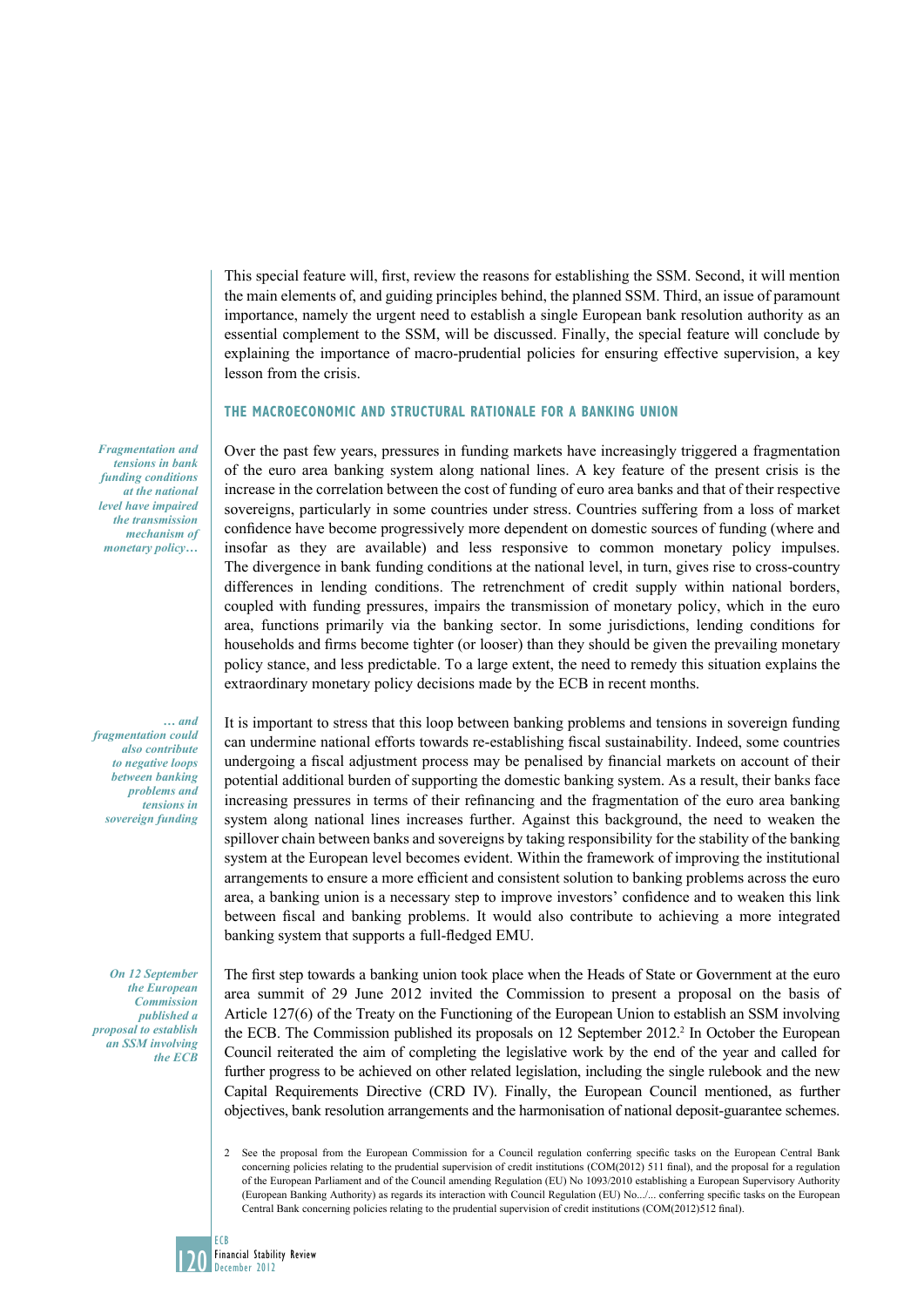This special feature will, first, review the reasons for establishing the SSM. Second, it will mention the main elements of, and guiding principles behind, the planned SSM. Third, an issue of paramount importance, namely the urgent need to establish a single European bank resolution authority as an essential complement to the SSM, will be discussed. Finally, the special feature will conclude by explaining the importance of macro-prudential policies for ensuring effective supervision, a key lesson from the crisis.

## THE MACROECONOMIC AND STRUCTURAL RATIONALE FOR A BANKING UNION

*Fragmentation and tensions in bank funding conditions at the national level have impaired the transmission mechanism of monetary policy…*

Over the past few years, pressures in funding markets have increasingly triggered a fragmentation of the euro area banking system along national lines. A key feature of the present crisis is the increase in the correlation between the cost of funding of euro area banks and that of their respective sovereigns, particularly in some countries under stress. Countries suffering from a loss of market confidence have become progressively more dependent on domestic sources of funding (where and insofar as they are available) and less responsive to common monetary policy impulses. The divergence in bank funding conditions at the national level, in turn, gives rise to cross-country differences in lending conditions. The retrenchment of credit supply within national borders, coupled with funding pressures, impairs the transmission of monetary policy, which in the euro area, functions primarily via the banking sector. In some jurisdictions, lending conditions for households and firms become tighter (or looser) than they should be given the prevailing monetary policy stance, and less predictable. To a large extent, the need to remedy this situation explains the extraordinary monetary policy decisions made by the ECB in recent months.

*… and fragmentation could also contribute to negative loops between banking problems and tensions in sovereign funding*

It is important to stress that this loop between banking problems and tensions in sovereign funding can undermine national efforts towards re-establishing fiscal sustainability. Indeed, some countries undergoing a fiscal adjustment process may be penalised by financial markets on account of their potential additional burden of supporting the domestic banking system. As a result, their banks face increasing pressures in terms of their refinancing and the fragmentation of the euro area banking system along national lines increases further. Against this background, the need to weaken the spillover chain between banks and sovereigns by taking responsibility for the stability of the banking system at the European level becomes evident. Within the framework of improving the institutional arrangements to ensure a more efficient and consistent solution to banking problems across the euro area, a banking union is a necessary step to improve investors' confidence and to weaken this link between fiscal and banking problems. It would also contribute to achieving a more integrated banking system that supports a full-fledged EMU.

*On 12 September the European Commission published a proposal to establish an SSM involving the ECB*

The first step towards a banking union took place when the Heads of State or Government at the euro area summit of 29 June 2012 invited the Commission to present a proposal on the basis of Article 127(6) of the Treaty on the Functioning of the European Union to establish an SSM involving the ECB. The Commission published its proposals on 12 September 2012.[2] In October the European Council reiterated the aim of completing the legislative work by the end of the year and called for further progress to be achieved on other related legislation, including the single rulebook and the new Capital Requirements Directive (CRD IV). Finally, the European Council mentioned, as further objectives, bank resolution arrangements and the harmonisation of national deposit-guarantee schemes.

2 See the proposal from the European Commission for a Council regulation conferring specific tasks on the European Central Bank concerning policies relating to the prudential supervision of credit institutions (COM(2012) 511 final), and the proposal for a regulation of the European Parliament and of the Council amending Regulation (EU) No 1093/2010 establishing a European Supervisory Authority (European Banking Authority) as regards its interaction with Council Regulation (EU) No.../... conferring specific tasks on the European Central Bank concerning policies relating to the prudential supervision of credit institutions (COM(2012)512 final).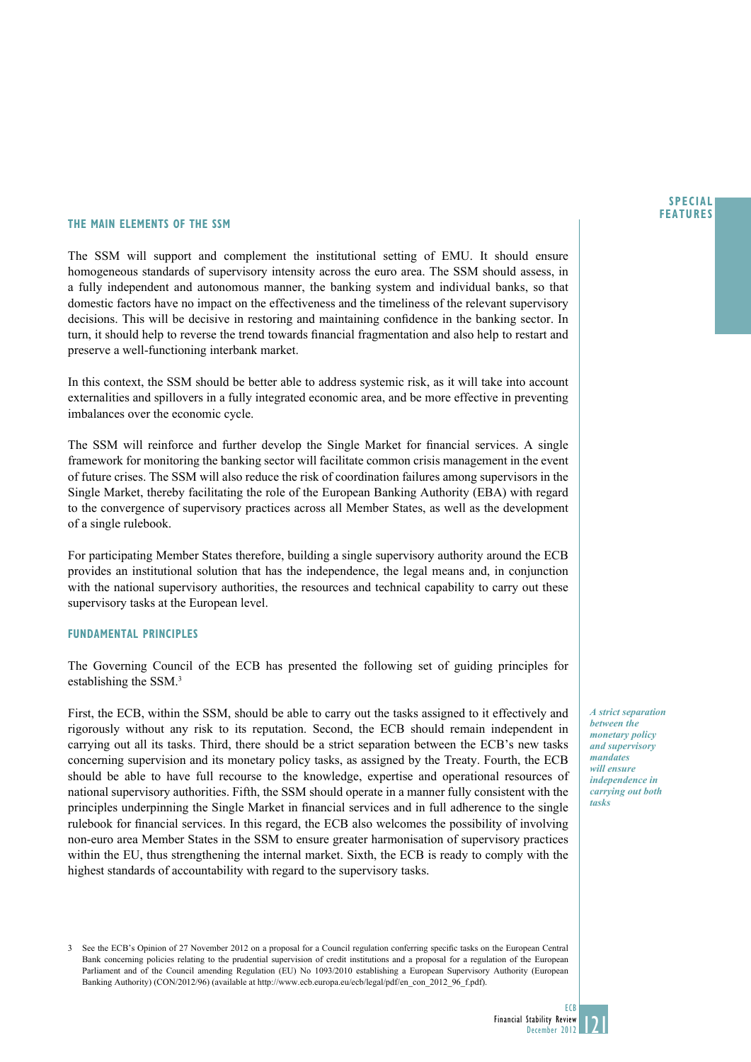## THE MAIN ELEMENTS OF THE SSM

The SSM will support and complement the institutional setting of EMU. It should ensure homogeneous standards of supervisory intensity across the euro area. The SSM should assess, in a fully independent and autonomous manner, the banking system and individual banks, so that domestic factors have no impact on the effectiveness and the timeliness of the relevant supervisory decisions. This will be decisive in restoring and maintaining confidence in the banking sector. In turn, it should help to reverse the trend towards financial fragmentation and also help to restart and preserve a well-functioning interbank market.

In this context, the SSM should be better able to address systemic risk, as it will take into account externalities and spillovers in a fully integrated economic area, and be more effective in preventing imbalances over the economic cycle.

The SSM will reinforce and further develop the Single Market for financial services. A single framework for monitoring the banking sector will facilitate common crisis management in the event of future crises. The SSM will also reduce the risk of coordination failures among supervisors in the Single Market, thereby facilitating the role of the European Banking Authority (EBA) with regard to the convergence of supervisory practices across all Member States, as well as the development of a single rulebook.

For participating Member States therefore, building a single supervisory authority around the ECB provides an institutional solution that has the independence, the legal means and, in conjunction with the national supervisory authorities, the resources and technical capability to carry out these supervisory tasks at the European level.

## FUNDAMENTAL PRINCIPLES

The Governing Council of the ECB has presented the following set of guiding principles for establishing the SSM.[3]

*A strict separation between the monetary policy and supervisory mandates will ensure independence in carrying out both tasks*

First, the ECB, within the SSM, should be able to carry out the tasks assigned to it effectively and rigorously without any risk to its reputation. Second, the ECB should remain independent in carrying out all its tasks. Third, there should be a strict separation between the ECB's new tasks concerning supervision and its monetary policy tasks, as assigned by the Treaty. Fourth, the ECB should be able to have full recourse to the knowledge, expertise and operational resources of national supervisory authorities. Fifth, the SSM should operate in a manner fully consistent with the principles underpinning the Single Market in financial services and in full adherence to the single rulebook for financial services. In this regard, the ECB also welcomes the possibility of involving non-euro area Member States in the SSM to ensure greater harmonisation of supervisory practices within the EU, thus strengthening the internal market. Sixth, the ECB is ready to comply with the highest standards of accountability with regard to the supervisory tasks.

3 See the ECB's Opinion of 27 November 2012 on a proposal for a Council regulation conferring specific tasks on the European Central Bank concerning policies relating to the prudential supervision of credit institutions and a proposal for a regulation of the European Parliament and of the Council amending Regulation (EU) No 1093/2010 establishing a European Supervisory Authority (European Banking Authority) (CON/2012/96) (available at http://www.ecb.europa.eu/ecb/legal/pdf/en_con_2012_96_f.pdf).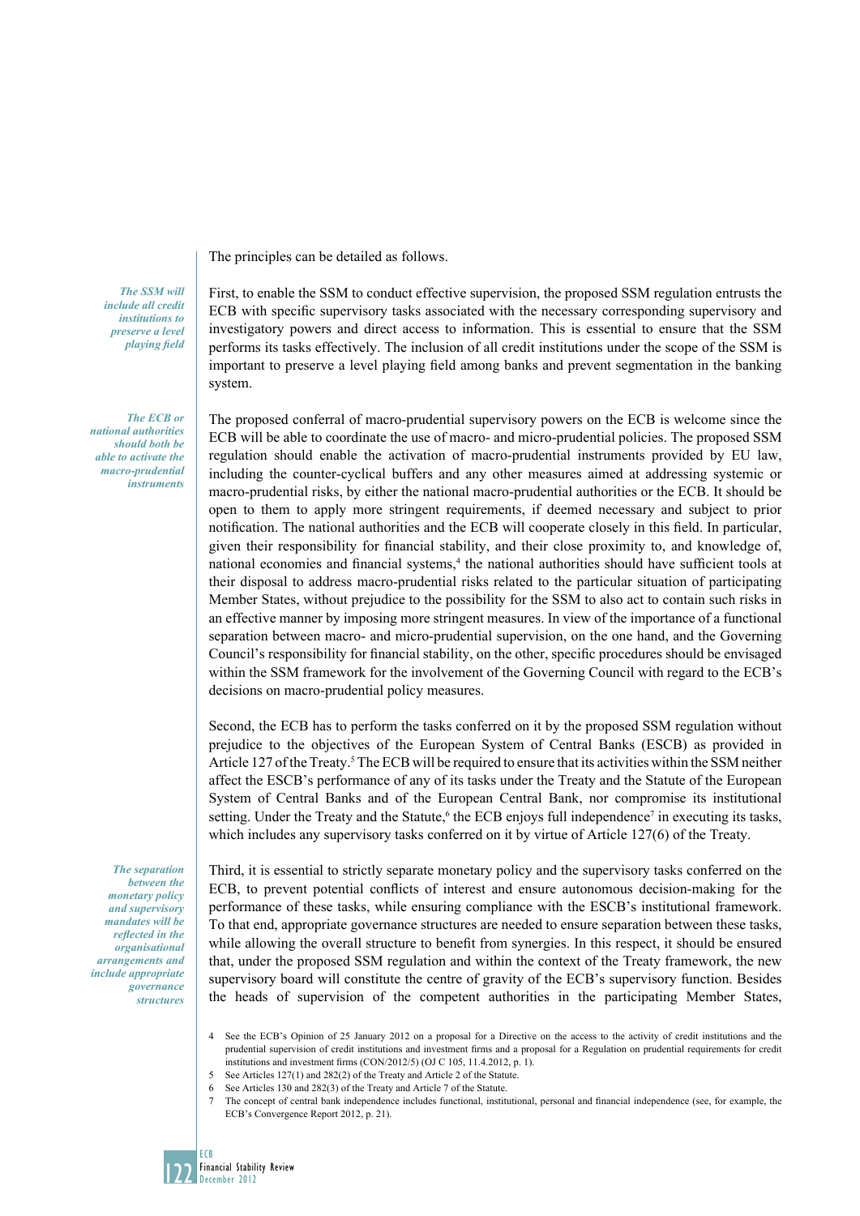The principles can be detailed as follows.

*The SSM will include all credit institutions to preserve a level playing field*

First, to enable the SSM to conduct effective supervision, the proposed SSM regulation entrusts the ECB with specific supervisory tasks associated with the necessary corresponding supervisory and investigatory powers and direct access to information. This is essential to ensure that the SSM performs its tasks effectively. The inclusion of all credit institutions under the scope of the SSM is important to preserve a level playing field among banks and prevent segmentation in the banking system.

*The ECB or national authorities should both be able to activate the macro-prudential instruments*

The proposed conferral of macro-prudential supervisory powers on the ECB is welcome since the ECB will be able to coordinate the use of macro- and micro-prudential policies. The proposed SSM regulation should enable the activation of macro-prudential instruments provided by EU law, including the counter-cyclical buffers and any other measures aimed at addressing systemic or macro-prudential risks, by either the national macro-prudential authorities or the ECB. It should be open to them to apply more stringent requirements, if deemed necessary and subject to prior notification. The national authorities and the ECB will cooperate closely in this field. In particular, given their responsibility for financial stability, and their close proximity to, and knowledge of, national economies and financial systems,[4] the national authorities should have sufficient tools at their disposal to address macro-prudential risks related to the particular situation of participating Member States, without prejudice to the possibility for the SSM to also act to contain such risks in an effective manner by imposing more stringent measures. In view of the importance of a functional separation between macro- and micro-prudential supervision, on the one hand, and the Governing Council's responsibility for financial stability, on the other, specific procedures should be envisaged within the SSM framework for the involvement of the Governing Council with regard to the ECB's decisions on macro-prudential policy measures.

Second, the ECB has to perform the tasks conferred on it by the proposed SSM regulation without prejudice to the objectives of the European System of Central Banks (ESCB) as provided in Article 127 of the Treaty.[5] The ECB will be required to ensure that its activities within the SSM neither affect the ESCB's performance of any of its tasks under the Treaty and the Statute of the European System of Central Banks and of the European Central Bank, nor compromise its institutional setting. Under the Treaty and the Statute,[6] the ECB enjoys full independence[7] in executing its tasks, which includes any supervisory tasks conferred on it by virtue of Article 127(6) of the Treaty.

*The separation between the monetary policy and supervisory mandates will be reflected in the organisational arrangements and include appropriate governance structures*

Third, it is essential to strictly separate monetary policy and the supervisory tasks conferred on the ECB, to prevent potential conflicts of interest and ensure autonomous decision-making for the performance of these tasks, while ensuring compliance with the ESCB's institutional framework. To that end, appropriate governance structures are needed to ensure separation between these tasks, while allowing the overall structure to benefit from synergies. In this respect, it should be ensured that, under the proposed SSM regulation and within the context of the Treaty framework, the new supervisory board will constitute the centre of gravity of the ECB's supervisory function. Besides the heads of supervision of the competent authorities in the participating Member States,

4 See the ECB's Opinion of 25 January 2012 on a proposal for a Directive on the access to the activity of credit institutions and the prudential supervision of credit institutions and investment firms and a proposal for a Regulation on prudential requirements for credit institutions and investment firms (CON/2012/5) (OJ C 105, 11.4.2012, p. 1).

5 See Articles 127(1) and 282(2) of the Treaty and Article 2 of the Statute.

6 See Articles 130 and 282(3) of the Treaty and Article 7 of the Statute.

7 The concept of central bank independence includes functional, institutional, personal and financial independence (see, for example, the ECB's Convergence Report 2012, p. 21).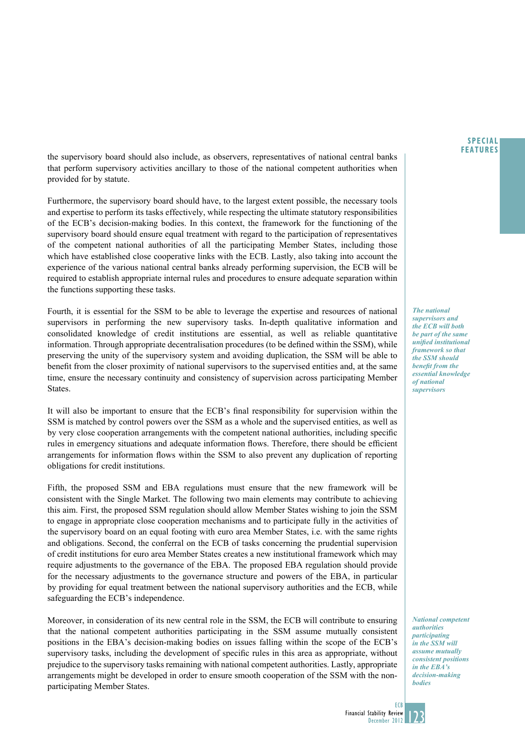the supervisory board should also include, as observers, representatives of national central banks that perform supervisory activities ancillary to those of the national competent authorities when provided for by statute.

Furthermore, the supervisory board should have, to the largest extent possible, the necessary tools and expertise to perform its tasks effectively, while respecting the ultimate statutory responsibilities of the ECB's decision-making bodies. In this context, the framework for the functioning of the supervisory board should ensure equal treatment with regard to the participation of representatives of the competent national authorities of all the participating Member States, including those which have established close cooperative links with the ECB. Lastly, also taking into account the experience of the various national central banks already performing supervision, the ECB will be required to establish appropriate internal rules and procedures to ensure adequate separation within the functions supporting these tasks.

*The national supervisors and the ECB will both be part of the same unified institutional framework so that the SSM should benefit from the essential knowledge of national supervisors*

Fourth, it is essential for the SSM to be able to leverage the expertise and resources of national supervisors in performing the new supervisory tasks. In-depth qualitative information and consolidated knowledge of credit institutions are essential, as well as reliable quantitative information. Through appropriate decentralisation procedures (to be defined within the SSM), while preserving the unity of the supervisory system and avoiding duplication, the SSM will be able to benefit from the closer proximity of national supervisors to the supervised entities and, at the same time, ensure the necessary continuity and consistency of supervision across participating Member States.

It will also be important to ensure that the ECB's final responsibility for supervision within the SSM is matched by control powers over the SSM as a whole and the supervised entities, as well as by very close cooperation arrangements with the competent national authorities, including specific rules in emergency situations and adequate information flows. Therefore, there should be efficient arrangements for information flows within the SSM to also prevent any duplication of reporting obligations for credit institutions.

Fifth, the proposed SSM and EBA regulations must ensure that the new framework will be consistent with the Single Market. The following two main elements may contribute to achieving this aim. First, the proposed SSM regulation should allow Member States wishing to join the SSM to engage in appropriate close cooperation mechanisms and to participate fully in the activities of the supervisory board on an equal footing with euro area Member States, i.e. with the same rights and obligations. Second, the conferral on the ECB of tasks concerning the prudential supervision of credit institutions for euro area Member States creates a new institutional framework which may require adjustments to the governance of the EBA. The proposed EBA regulation should provide for the necessary adjustments to the governance structure and powers of the EBA, in particular by providing for equal treatment between the national supervisory authorities and the ECB, while safeguarding the ECB's independence.

*National competent authorities participating in the SSM will assume mutually consistent positions in the EBA's decision-making bodies*

Moreover, in consideration of its new central role in the SSM, the ECB will contribute to ensuring that the national competent authorities participating in the SSM assume mutually consistent positions in the EBA's decision-making bodies on issues falling within the scope of the ECB's supervisory tasks, including the development of specific rules in this area as appropriate, without prejudice to the supervisory tasks remaining with national competent authorities. Lastly, appropriate arrangements might be developed in order to ensure smooth cooperation of the SSM with the non-participating Member States.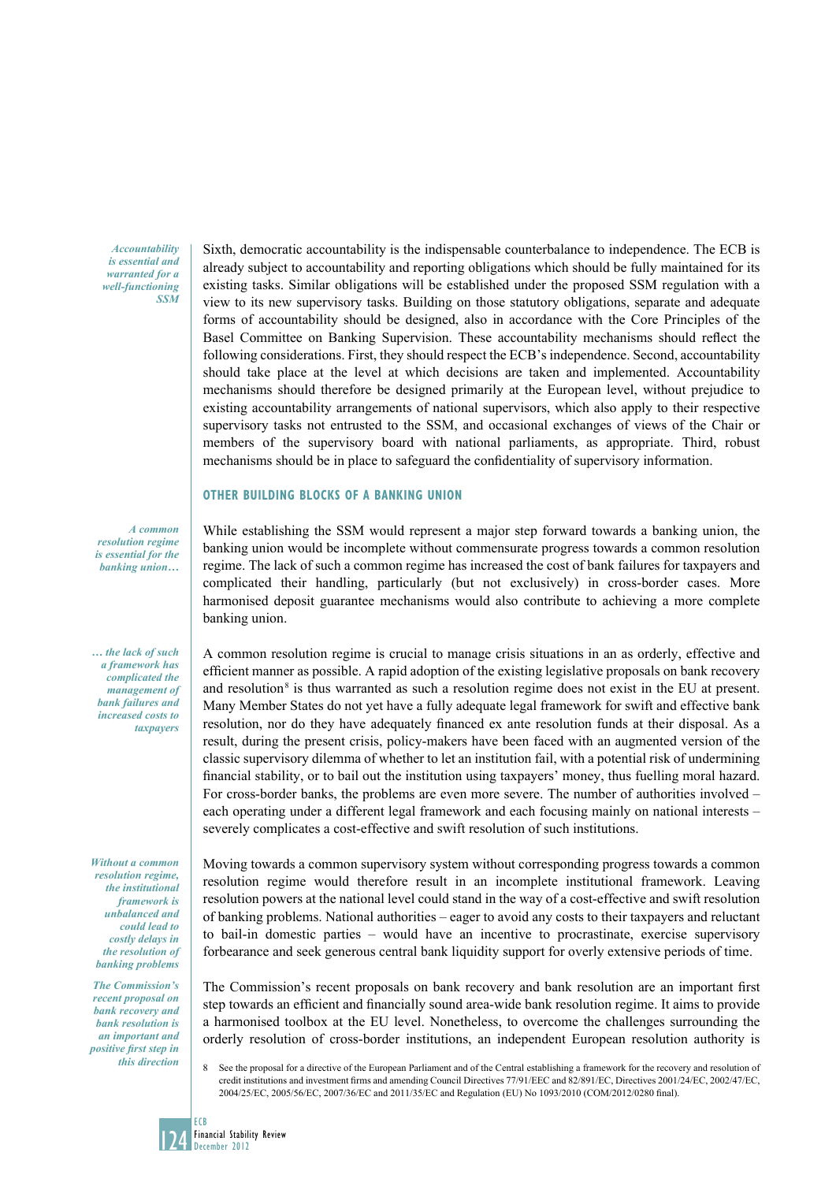*Accountability is essential and warranted for a well-functioning SSM*

Sixth, democratic accountability is the indispensable counterbalance to independence. The ECB is already subject to accountability and reporting obligations which should be fully maintained for its existing tasks. Similar obligations will be established under the proposed SSM regulation with a view to its new supervisory tasks. Building on those statutory obligations, separate and adequate forms of accountability should be designed, also in accordance with the Core Principles of the Basel Committee on Banking Supervision. These accountability mechanisms should reflect the following considerations. First, they should respect the ECB's independence. Second, accountability should take place at the level at which decisions are taken and implemented. Accountability mechanisms should therefore be designed primarily at the European level, without prejudice to existing accountability arrangements of national supervisors, which also apply to their respective supervisory tasks not entrusted to the SSM, and occasional exchanges of views of the Chair or members of the supervisory board with national parliaments, as appropriate. Third, robust mechanisms should be in place to safeguard the confidentiality of supervisory information.

## OTHER BUILDING BLOCKS OF A BANKING UNION

*A common resolution regime is essential for the banking union…*

While establishing the SSM would represent a major step forward towards a banking union, the banking union would be incomplete without commensurate progress towards a common resolution regime. The lack of such a common regime has increased the cost of bank failures for taxpayers and complicated their handling, particularly (but not exclusively) in cross-border cases. More harmonised deposit guarantee mechanisms would also contribute to achieving a more complete banking union.

*… the lack of such a framework has complicated the management of bank failures and increased costs to taxpayers*

A common resolution regime is crucial to manage crisis situations in an as orderly, effective and efficient manner as possible. A rapid adoption of the existing legislative proposals on bank recovery and resolution[8] is thus warranted as such a resolution regime does not exist in the EU at present. Many Member States do not yet have a fully adequate legal framework for swift and effective bank resolution, nor do they have adequately financed ex ante resolution funds at their disposal. As a result, during the present crisis, policy-makers have been faced with an augmented version of the classic supervisory dilemma of whether to let an institution fail, with a potential risk of undermining financial stability, or to bail out the institution using taxpayers' money, thus fuelling moral hazard. For cross-border banks, the problems are even more severe. The number of authorities involved – each operating under a different legal framework and each focusing mainly on national interests – severely complicates a cost-effective and swift resolution of such institutions.

*Without a common resolution regime, the institutional framework is unbalanced and could lead to costly delays in the resolution of banking problems*

Moving towards a common supervisory system without corresponding progress towards a common resolution regime would therefore result in an incomplete institutional framework. Leaving resolution powers at the national level could stand in the way of a cost-effective and swift resolution of banking problems. National authorities – eager to avoid any costs to their taxpayers and reluctant to bail-in domestic parties – would have an incentive to procrastinate, exercise supervisory forbearance and seek generous central bank liquidity support for overly extensive periods of time.

*The Commission's recent proposal on bank recovery and bank resolution is an important and positive first step in this direction*

The Commission's recent proposals on bank recovery and bank resolution are an important first step towards an efficient and financially sound area-wide bank resolution regime. It aims to provide a harmonised toolbox at the EU level. Nonetheless, to overcome the challenges surrounding the orderly resolution of cross-border institutions, an independent European resolution authority is

8 See the proposal for a directive of the European Parliament and of the Central establishing a framework for the recovery and resolution of credit institutions and investment firms and amending Council Directives 77/91/EEC and 82/891/EC, Directives 2001/24/EC, 2002/47/EC, 2004/25/EC, 2005/56/EC, 2007/36/EC and 2011/35/EC and Regulation (EU) No 1093/2010 (COM/2012/0280 final).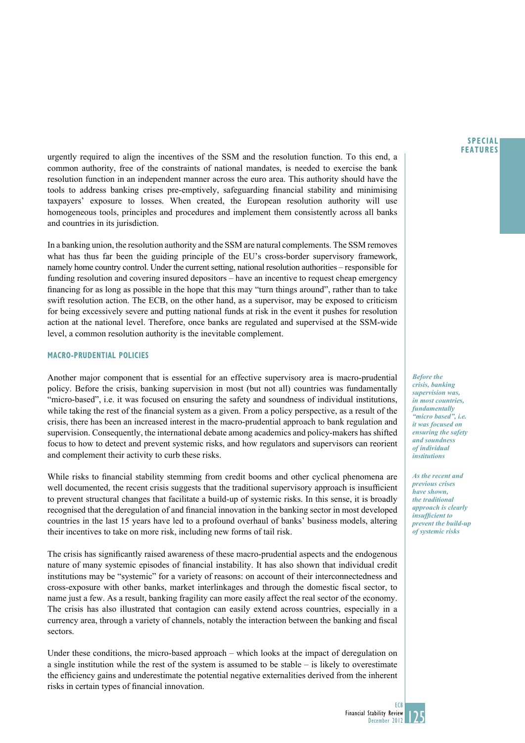urgently required to align the incentives of the SSM and the resolution function. To this end, a common authority, free of the constraints of national mandates, is needed to exercise the bank resolution function in an independent manner across the euro area. This authority should have the tools to address banking crises pre-emptively, safeguarding financial stability and minimising taxpayers' exposure to losses. When created, the European resolution authority will use homogeneous tools, principles and procedures and implement them consistently across all banks and countries in its jurisdiction.

In a banking union, the resolution authority and the SSM are natural complements. The SSM removes what has thus far been the guiding principle of the EU's cross-border supervisory framework, namely home country control. Under the current setting, national resolution authorities – responsible for funding resolution and covering insured depositors – have an incentive to request cheap emergency financing for as long as possible in the hope that this may "turn things around", rather than to take swift resolution action. The ECB, on the other hand, as a supervisor, may be exposed to criticism for being excessively severe and putting national funds at risk in the event it pushes for resolution action at the national level. Therefore, once banks are regulated and supervised at the SSM-wide level, a common resolution authority is the inevitable complement.

### MACRO-PRUDENTIAL POLICIES

Another major component that is essential for an effective supervisory area is macro-prudential policy. Before the crisis, banking supervision in most (but not all) countries was fundamentally "micro-based", i.e. it was focused on ensuring the safety and soundness of individual institutions, while taking the rest of the financial system as a given. From a policy perspective, as a result of the crisis, there has been an increased interest in the macro-prudential approach to bank regulation and supervision. Consequently, the international debate among academics and policy-makers has shifted focus to how to detect and prevent systemic risks, and how regulators and supervisors can reorient and complement their activity to curb these risks.

*Before the crisis, banking supervision was, in most countries, fundamentally "micro based", i.e. it was focused on ensuring the safety and soundness of individual institutions*

While risks to financial stability stemming from credit booms and other cyclical phenomena are well documented, the recent crisis suggests that the traditional supervisory approach is insufficient to prevent structural changes that facilitate a build-up of systemic risks. In this sense, it is broadly recognised that the deregulation of and financial innovation in the banking sector in most developed countries in the last 15 years have led to a profound overhaul of banks' business models, altering their incentives to take on more risk, including new forms of tail risk.

*As the recent and previous crises have shown, the traditional approach is clearly insufficient to prevent the build-up of systemic risks*

The crisis has significantly raised awareness of these macro-prudential aspects and the endogenous nature of many systemic episodes of financial instability. It has also shown that individual credit institutions may be "systemic" for a variety of reasons: on account of their interconnectedness and cross-exposure with other banks, market interlinkages and through the domestic fiscal sector, to name just a few. As a result, banking fragility can more easily affect the real sector of the economy. The crisis has also illustrated that contagion can easily extend across countries, especially in a currency area, through a variety of channels, notably the interaction between the banking and fiscal sectors.

Under these conditions, the micro-based approach – which looks at the impact of deregulation on a single institution while the rest of the system is assumed to be stable – is likely to overestimate the efficiency gains and underestimate the potential negative externalities derived from the inherent risks in certain types of financial innovation.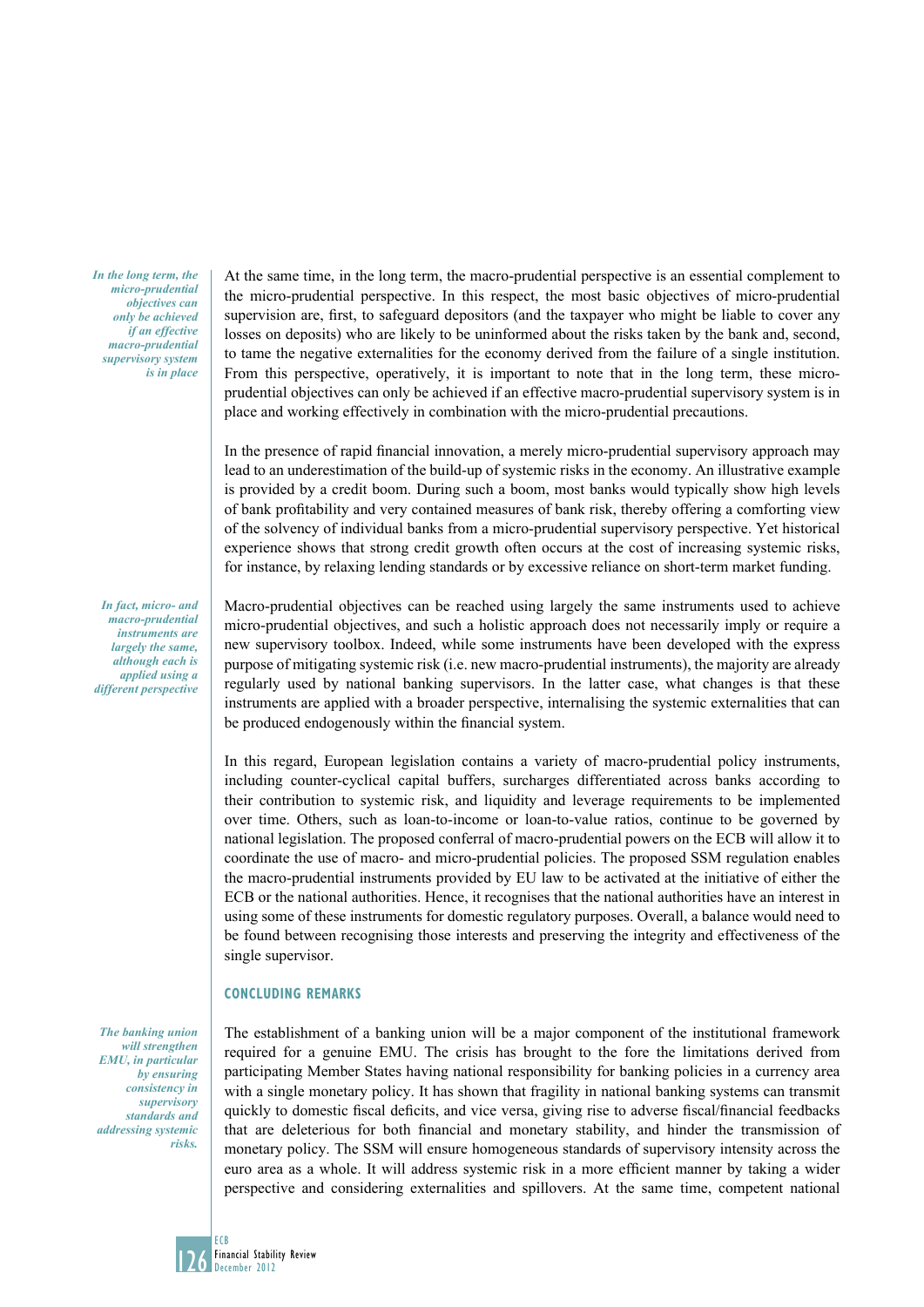*In the long term, the micro-prudential objectives can only be achieved if an effective macro-prudential supervisory system is in place*

At the same time, in the long term, the macro-prudential perspective is an essential complement to the micro-prudential perspective. In this respect, the most basic objectives of micro-prudential supervision are, first, to safeguard depositors (and the taxpayer who might be liable to cover any losses on deposits) who are likely to be uninformed about the risks taken by the bank and, second, to tame the negative externalities for the economy derived from the failure of a single institution. From this perspective, operatively, it is important to note that in the long term, these micro-prudential objectives can only be achieved if an effective macro-prudential supervisory system is in place and working effectively in combination with the micro-prudential precautions.

In the presence of rapid financial innovation, a merely micro-prudential supervisory approach may lead to an underestimation of the build-up of systemic risks in the economy. An illustrative example is provided by a credit boom. During such a boom, most banks would typically show high levels of bank profitability and very contained measures of bank risk, thereby offering a comforting view of the solvency of individual banks from a micro-prudential supervisory perspective. Yet historical experience shows that strong credit growth often occurs at the cost of increasing systemic risks, for instance, by relaxing lending standards or by excessive reliance on short-term market funding.

*In fact, micro- and macro-prudential instruments are largely the same, although each is applied using a different perspective*

Macro-prudential objectives can be reached using largely the same instruments used to achieve micro-prudential objectives, and such a holistic approach does not necessarily imply or require a new supervisory toolbox. Indeed, while some instruments have been developed with the express purpose of mitigating systemic risk (i.e. new macro-prudential instruments), the majority are already regularly used by national banking supervisors. In the latter case, what changes is that these instruments are applied with a broader perspective, internalising the systemic externalities that can be produced endogenously within the financial system.

In this regard, European legislation contains a variety of macro-prudential policy instruments, including counter-cyclical capital buffers, surcharges differentiated across banks according to their contribution to systemic risk, and liquidity and leverage requirements to be implemented over time. Others, such as loan-to-income or loan-to-value ratios, continue to be governed by national legislation. The proposed conferral of macro-prudential powers on the ECB will allow it to coordinate the use of macro- and micro-prudential policies. The proposed SSM regulation enables the macro-prudential instruments provided by EU law to be activated at the initiative of either the ECB or the national authorities. Hence, it recognises that the national authorities have an interest in using some of these instruments for domestic regulatory purposes. Overall, a balance would need to be found between recognising those interests and preserving the integrity and effectiveness of the single supervisor.

## CONCLUDING REMARKS

*The banking union will strengthen EMU, in particular by ensuring consistency in supervisory standards and addressing systemic risks.*

The establishment of a banking union will be a major component of the institutional framework required for a genuine EMU. The crisis has brought to the fore the limitations derived from participating Member States having national responsibility for banking policies in a currency area with a single monetary policy. It has shown that fragility in national banking systems can transmit quickly to domestic fiscal deficits, and vice versa, giving rise to adverse fiscal/financial feedbacks that are deleterious for both financial and monetary stability, and hinder the transmission of monetary policy. The SSM will ensure homogeneous standards of supervisory intensity across the euro area as a whole. It will address systemic risk in a more efficient manner by taking a wider perspective and considering externalities and spillovers. At the same time, competent national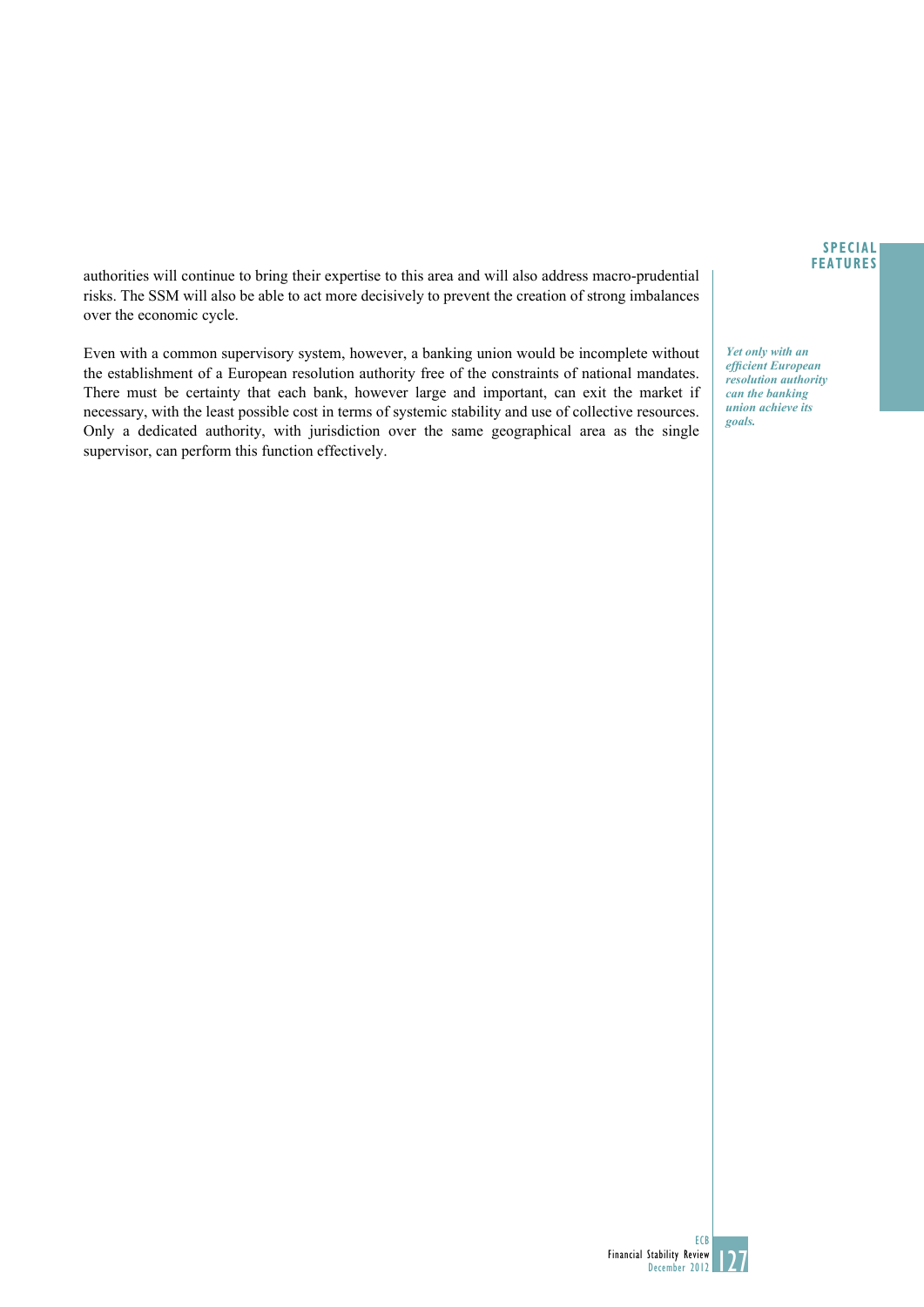authorities will continue to bring their expertise to this area and will also address macro-prudential risks. The SSM will also be able to act more decisively to prevent the creation of strong imbalances over the economic cycle.

*Yet only with an efficient European resolution authority can the banking union achieve its goals.*

Even with a common supervisory system, however, a banking union would be incomplete without the establishment of a European resolution authority free of the constraints of national mandates. There must be certainty that each bank, however large and important, can exit the market if necessary, with the least possible cost in terms of systemic stability and use of collective resources. Only a dedicated authority, with jurisdiction over the same geographical area as the single supervisor, can perform this function effectively.